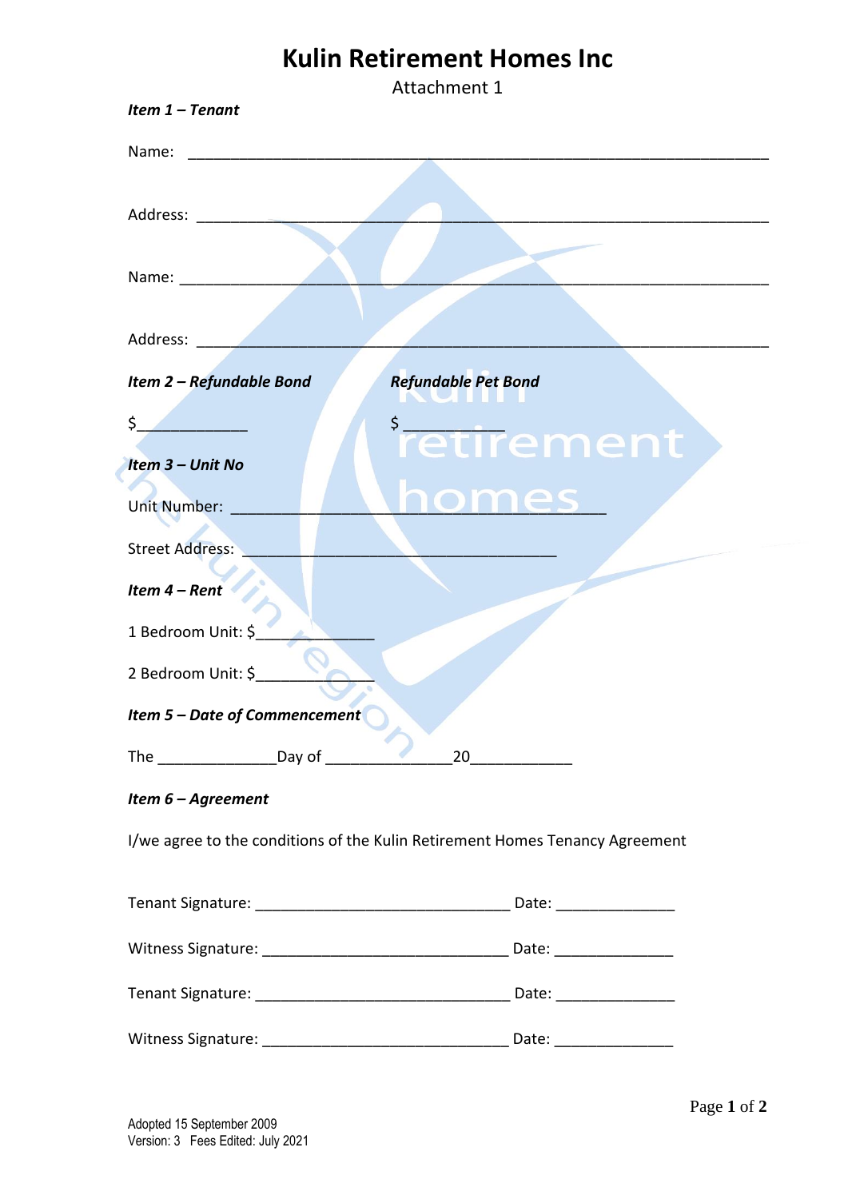# Kulin Retirement Homes Inc

Attachment 1

***Item 1 – Tenant***

Name: ___________________________________________________________________

Address: _________________________________________________________________

Name: ___________________________________________________________________

Address: _________________________________________________________________

***Item 2 – Refundable Bond*** ***Refundable Pet Bond***

$_____________ $ ___________

***Item 3 – Unit No***

Unit Number: ____________________________________________

Street Address: _____________________________________

***Item 4 – Rent***

1 Bedroom Unit: $_____________

2 Bedroom Unit: $_____________

***Item 5 – Date of Commencement***

The ______________Day of _______________20____________

***Item 6 – Agreement***

I/we agree to the conditions of the Kulin Retirement Homes Tenancy Agreement

Tenant Signature: ______________________________ Date: ______________

Witness Signature: _____________________________ Date: ______________

Tenant Signature: ______________________________ Date: ______________

Witness Signature: _____________________________ Date: ______________

Adopted 15 September 2009
Version: 3 Fees Edited: July 2021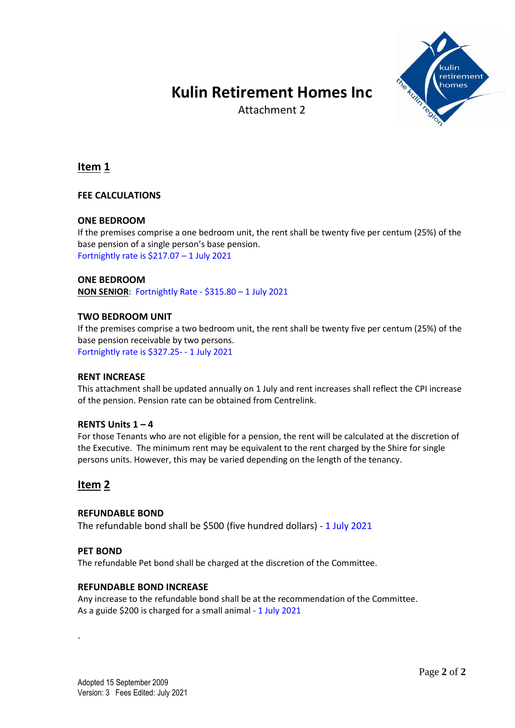# Kulin Retirement Homes Inc

Attachment 2

## Item 1

### FEE CALCULATIONS

**ONE BEDROOM**

If the premises comprise a one bedroom unit, the rent shall be twenty five per centum (25%) of the base pension of a single person's base pension.

Fortnightly rate is $217.07 – 1 July 2021

**ONE BEDROOM**

**NON SENIOR**: Fortnightly Rate - $315.80 – 1 July 2021

**TWO BEDROOM UNIT**

If the premises comprise a two bedroom unit, the rent shall be twenty five per centum (25%) of the base pension receivable by two persons.

Fortnightly rate is $327.25- - 1 July 2021

**RENT INCREASE**

This attachment shall be updated annually on 1 July and rent increases shall reflect the CPI increase of the pension. Pension rate can be obtained from Centrelink.

**RENTS Units 1 – 4**

For those Tenants who are not eligible for a pension, the rent will be calculated at the discretion of the Executive. The minimum rent may be equivalent to the rent charged by the Shire for single persons units. However, this may be varied depending on the length of the tenancy.

## Item 2

**REFUNDABLE BOND**

The refundable bond shall be $500 (five hundred dollars) - 1 July 2021

**PET BOND**

The refundable Pet bond shall be charged at the discretion of the Committee.

**REFUNDABLE BOND INCREASE**

Any increase to the refundable bond shall be at the recommendation of the Committee.
As a guide $200 is charged for a small animal - 1 July 2021

.

Adopted 15 September 2009
Version: 3 Fees Edited: July 2021